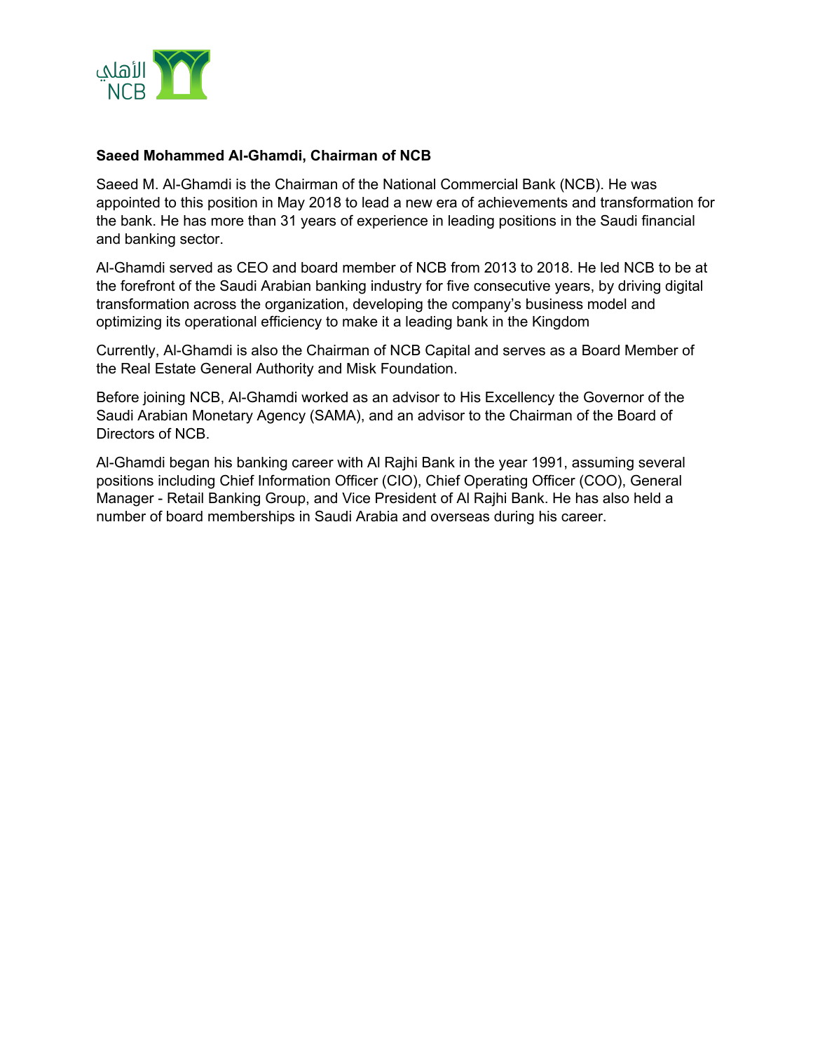**Saeed Mohammed Al-Ghamdi, Chairman of NCB**

Saeed M. Al-Ghamdi is the Chairman of the National Commercial Bank (NCB). He was appointed to this position in May 2018 to lead a new era of achievements and transformation for the bank. He has more than 31 years of experience in leading positions in the Saudi financial and banking sector.

Al-Ghamdi served as CEO and board member of NCB from 2013 to 2018. He led NCB to be at the forefront of the Saudi Arabian banking industry for five consecutive years, by driving digital transformation across the organization, developing the company's business model and optimizing its operational efficiency to make it a leading bank in the Kingdom

Currently, Al-Ghamdi is also the Chairman of NCB Capital and serves as a Board Member of the Real Estate General Authority and Misk Foundation.

Before joining NCB, Al-Ghamdi worked as an advisor to His Excellency the Governor of the Saudi Arabian Monetary Agency (SAMA), and an advisor to the Chairman of the Board of Directors of NCB.

Al-Ghamdi began his banking career with Al Rajhi Bank in the year 1991, assuming several positions including Chief Information Officer (CIO), Chief Operating Officer (COO), General Manager - Retail Banking Group, and Vice President of Al Rajhi Bank. He has also held a number of board memberships in Saudi Arabia and overseas during his career.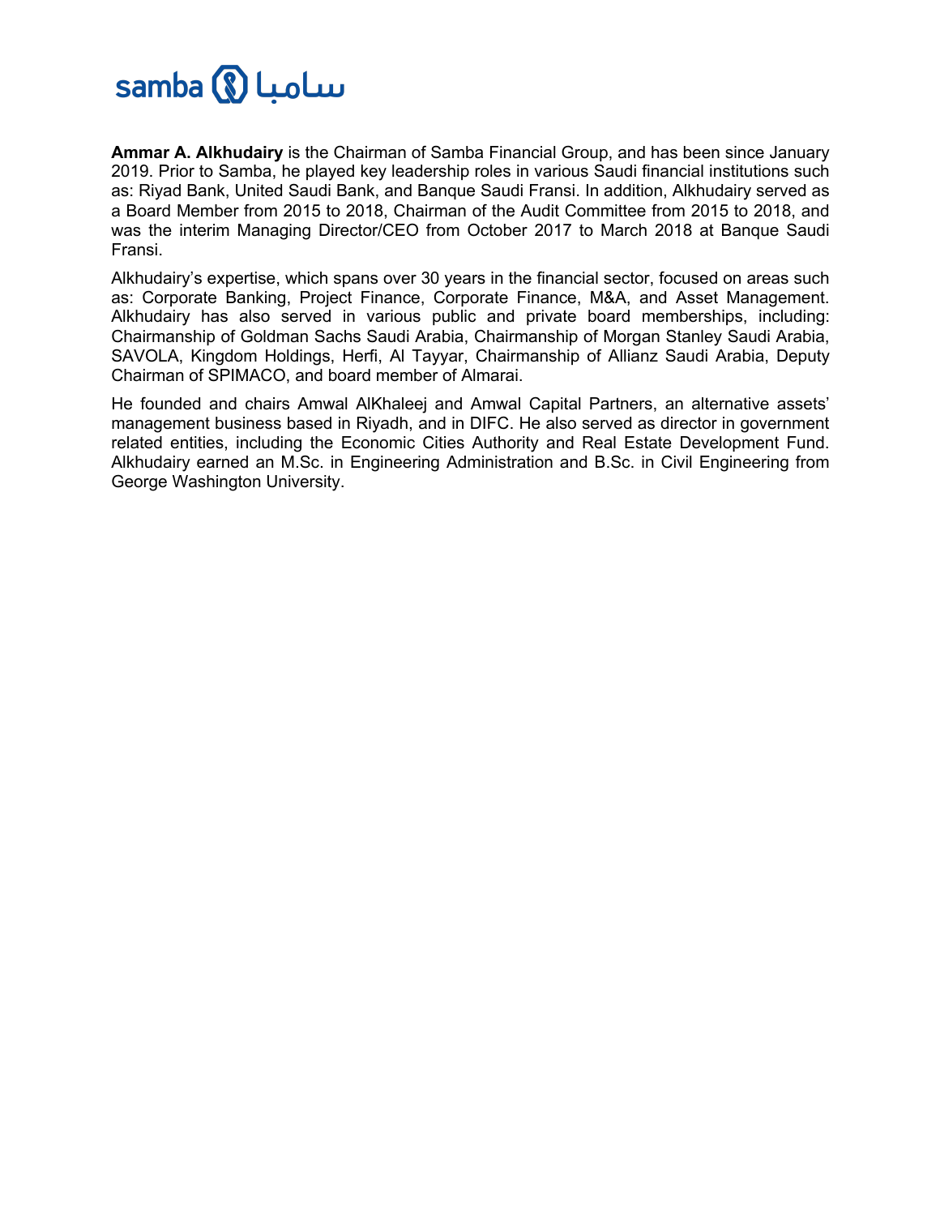**Ammar A. Alkhudairy** is the Chairman of Samba Financial Group, and has been since January 2019. Prior to Samba, he played key leadership roles in various Saudi financial institutions such as: Riyad Bank, United Saudi Bank, and Banque Saudi Fransi. In addition, Alkhudairy served as a Board Member from 2015 to 2018, Chairman of the Audit Committee from 2015 to 2018, and was the interim Managing Director/CEO from October 2017 to March 2018 at Banque Saudi Fransi.

Alkhudairy's expertise, which spans over 30 years in the financial sector, focused on areas such as: Corporate Banking, Project Finance, Corporate Finance, M&A, and Asset Management. Alkhudairy has also served in various public and private board memberships, including: Chairmanship of Goldman Sachs Saudi Arabia, Chairmanship of Morgan Stanley Saudi Arabia, SAVOLA, Kingdom Holdings, Herfi, Al Tayyar, Chairmanship of Allianz Saudi Arabia, Deputy Chairman of SPIMACO, and board member of Almarai.

He founded and chairs Amwal AlKhaleej and Amwal Capital Partners, an alternative assets' management business based in Riyadh, and in DIFC. He also served as director in government related entities, including the Economic Cities Authority and Real Estate Development Fund. Alkhudairy earned an M.Sc. in Engineering Administration and B.Sc. in Civil Engineering from George Washington University.